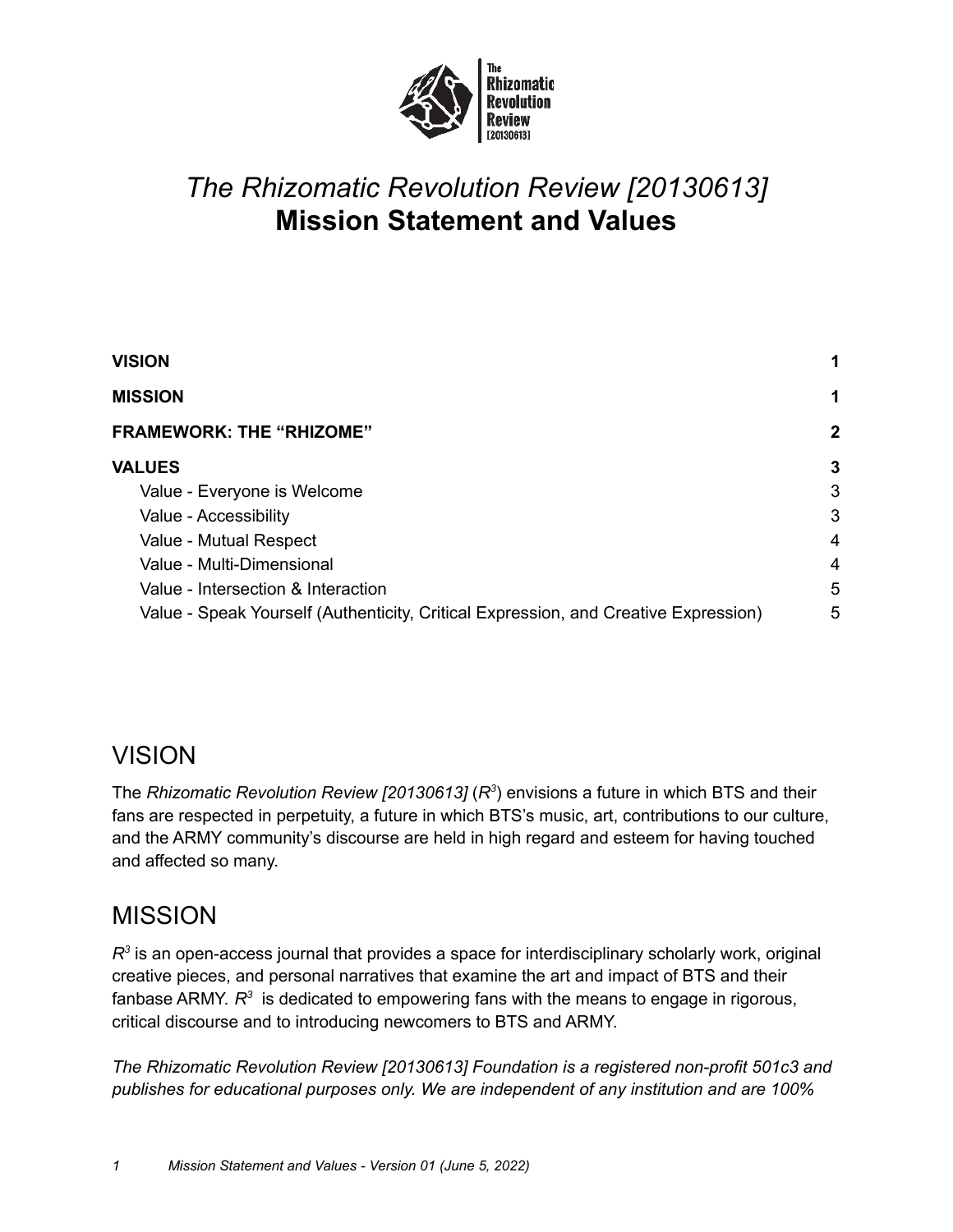# *The Rhizomatic Revolution Review [20130613]*
# **Mission Statement and Values**

| | |
|---|---|
| **VISION** | **1** |
| **MISSION** | **1** |
| **FRAMEWORK: THE "RHIZOME"** | **2** |
| **VALUES** | **3** |
| Value - Everyone is Welcome | 3 |
| Value - Accessibility | 3 |
| Value - Mutual Respect | 4 |
| Value - Multi-Dimensional | 4 |
| Value - Intersection & Interaction | 5 |
| Value - Speak Yourself (Authenticity, Critical Expression, and Creative Expression) | 5 |

## VISION

The *Rhizomatic Revolution Review [20130613]* (*$R^3$*) envisions a future in which BTS and their fans are respected in perpetuity, a future in which BTS's music, art, contributions to our culture, and the ARMY community's discourse are held in high regard and esteem for having touched and affected so many.

## MISSION

*$R^3$* is an open-access journal that provides a space for interdisciplinary scholarly work, original creative pieces, and personal narratives that examine the art and impact of BTS and their fanbase ARMY. *$R^3$* is dedicated to empowering fans with the means to engage in rigorous, critical discourse and to introducing newcomers to BTS and ARMY.

*The Rhizomatic Revolution Review [20130613] Foundation is a registered non-profit 501c3 and publishes for educational purposes only. We are independent of any institution and are 100%*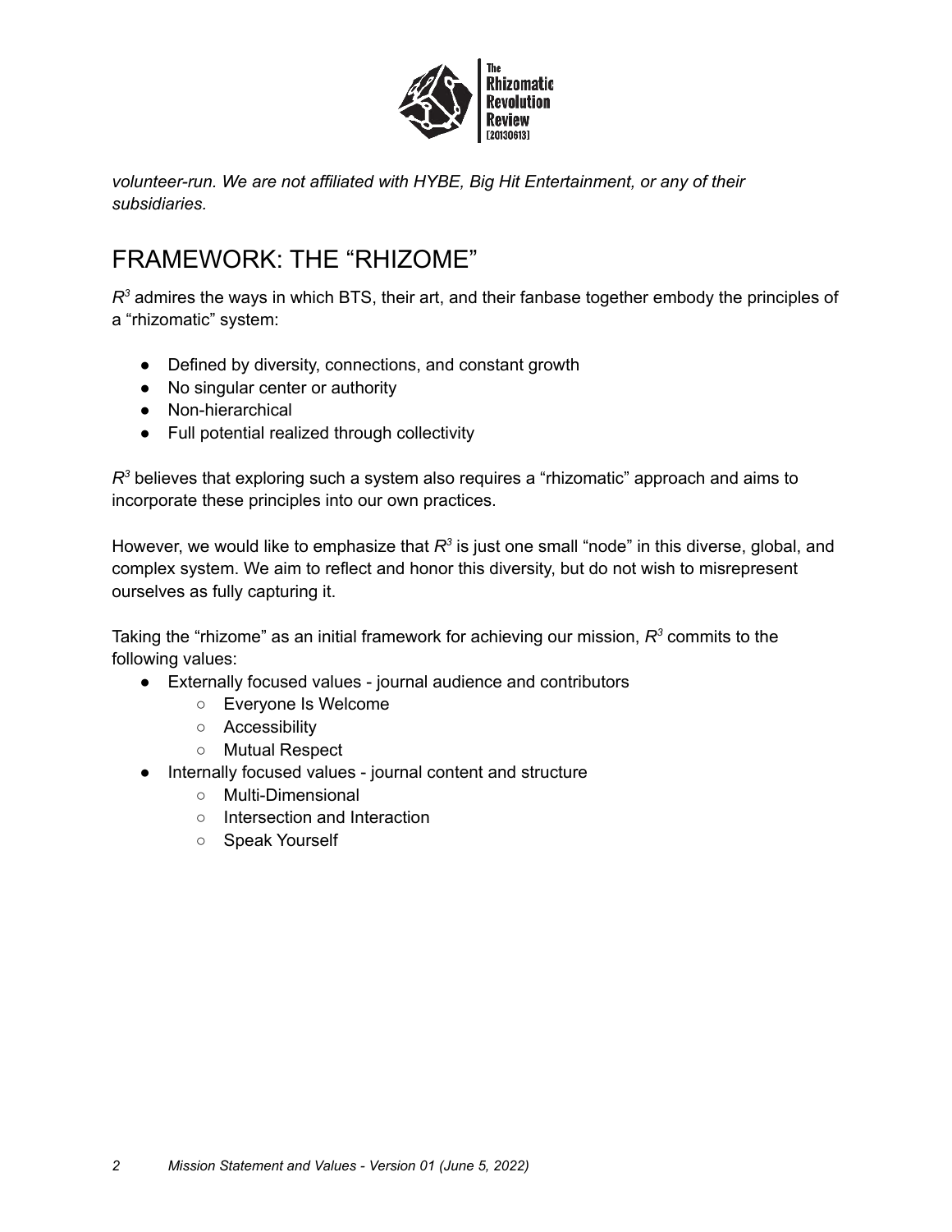*volunteer-run. We are not affiliated with HYBE, Big Hit Entertainment, or any of their subsidiaries.*

## FRAMEWORK: THE “RHIZOME”

$R^3$ admires the ways in which BTS, their art, and their fanbase together embody the principles of a “rhizomatic” system:

- Defined by diversity, connections, and constant growth
- No singular center or authority
- Non-hierarchical
- Full potential realized through collectivity

$R^3$ believes that exploring such a system also requires a “rhizomatic” approach and aims to incorporate these principles into our own practices.

However, we would like to emphasize that $R^3$ is just one small “node” in this diverse, global, and complex system. We aim to reflect and honor this diversity, but do not wish to misrepresent ourselves as fully capturing it.

Taking the “rhizome” as an initial framework for achieving our mission, $R^3$ commits to the following values:

- Externally focused values - journal audience and contributors
  - Everyone Is Welcome
  - Accessibility
  - Mutual Respect
- Internally focused values - journal content and structure
  - Multi-Dimensional
  - Intersection and Interaction
  - Speak Yourself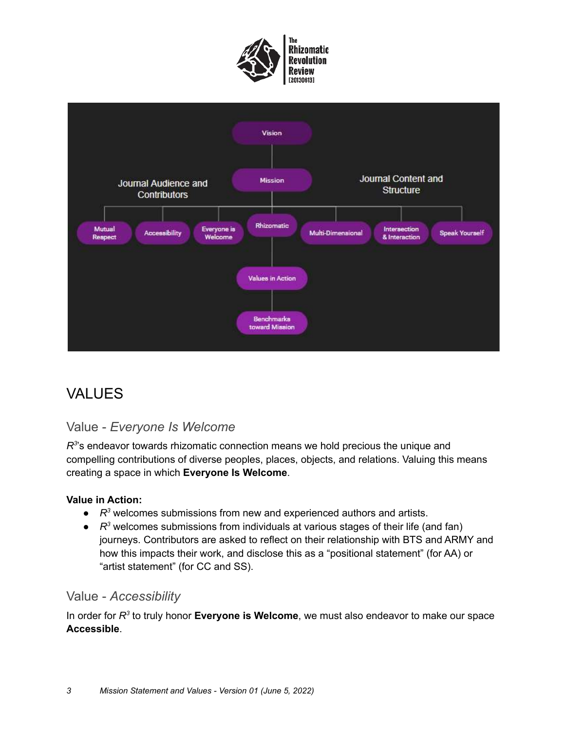# VALUES

## Value - *Everyone Is Welcome*

$R^{3}$'s endeavor towards rhizomatic connection means we hold precious the unique and compelling contributions of diverse peoples, places, objects, and relations. Valuing this means creating a space in which **Everyone Is Welcome**.

**Value in Action:**

- $R^3$ welcomes submissions from new and experienced authors and artists.
- $R^3$ welcomes submissions from individuals at various stages of their life (and fan) journeys. Contributors are asked to reflect on their relationship with BTS and ARMY and how this impacts their work, and disclose this as a "positional statement" (for AA) or "artist statement" (for CC and SS).

## Value - *Accessibility*

In order for $R^3$ to truly honor **Everyone is Welcome**, we must also endeavor to make our space **Accessible**.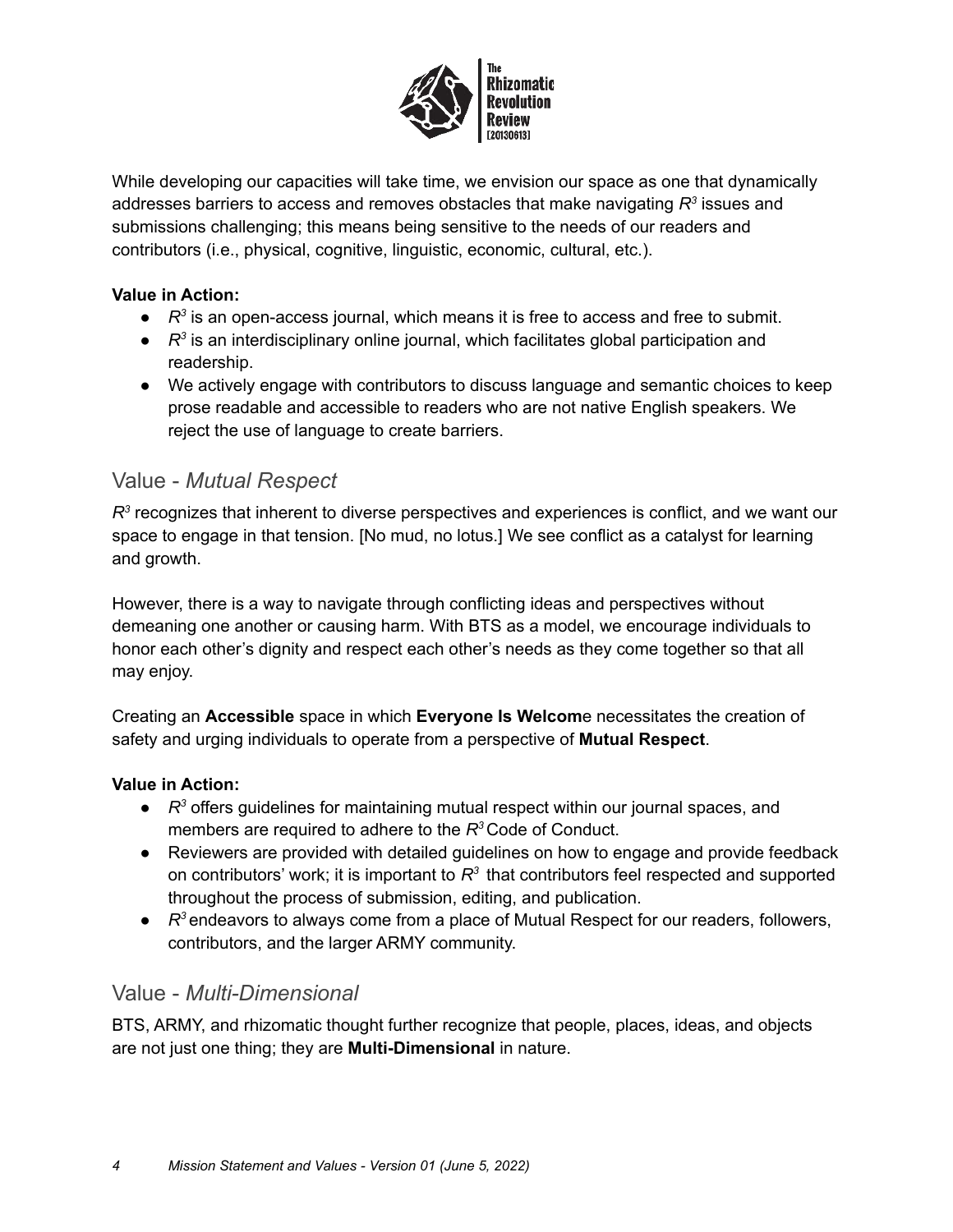While developing our capacities will take time, we envision our space as one that dynamically addresses barriers to access and removes obstacles that make navigating $R^3$ issues and submissions challenging; this means being sensitive to the needs of our readers and contributors (i.e., physical, cognitive, linguistic, economic, cultural, etc.).

**Value in Action:**

- $R^3$ is an open-access journal, which means it is free to access and free to submit.
- $R^3$ is an interdisciplinary online journal, which facilitates global participation and readership.
- We actively engage with contributors to discuss language and semantic choices to keep prose readable and accessible to readers who are not native English speakers. We reject the use of language to create barriers.

## Value - *Mutual Respect*

$R^3$ recognizes that inherent to diverse perspectives and experiences is conflict, and we want our space to engage in that tension. [No mud, no lotus.] We see conflict as a catalyst for learning and growth.

However, there is a way to navigate through conflicting ideas and perspectives without demeaning one another or causing harm. With BTS as a model, we encourage individuals to honor each other's dignity and respect each other's needs as they come together so that all may enjoy.

Creating an **Accessible** space in which **Everyone Is Welcom**e necessitates the creation of safety and urging individuals to operate from a perspective of **Mutual Respect**.

**Value in Action:**

- $R^3$ offers guidelines for maintaining mutual respect within our journal spaces, and members are required to adhere to the $R^3$ Code of Conduct.
- Reviewers are provided with detailed guidelines on how to engage and provide feedback on contributors' work; it is important to $R^3$ that contributors feel respected and supported throughout the process of submission, editing, and publication.
- $R^3$ endeavors to always come from a place of Mutual Respect for our readers, followers, contributors, and the larger ARMY community.

## Value - *Multi-Dimensional*

BTS, ARMY, and rhizomatic thought further recognize that people, places, ideas, and objects are not just one thing; they are **Multi-Dimensional** in nature.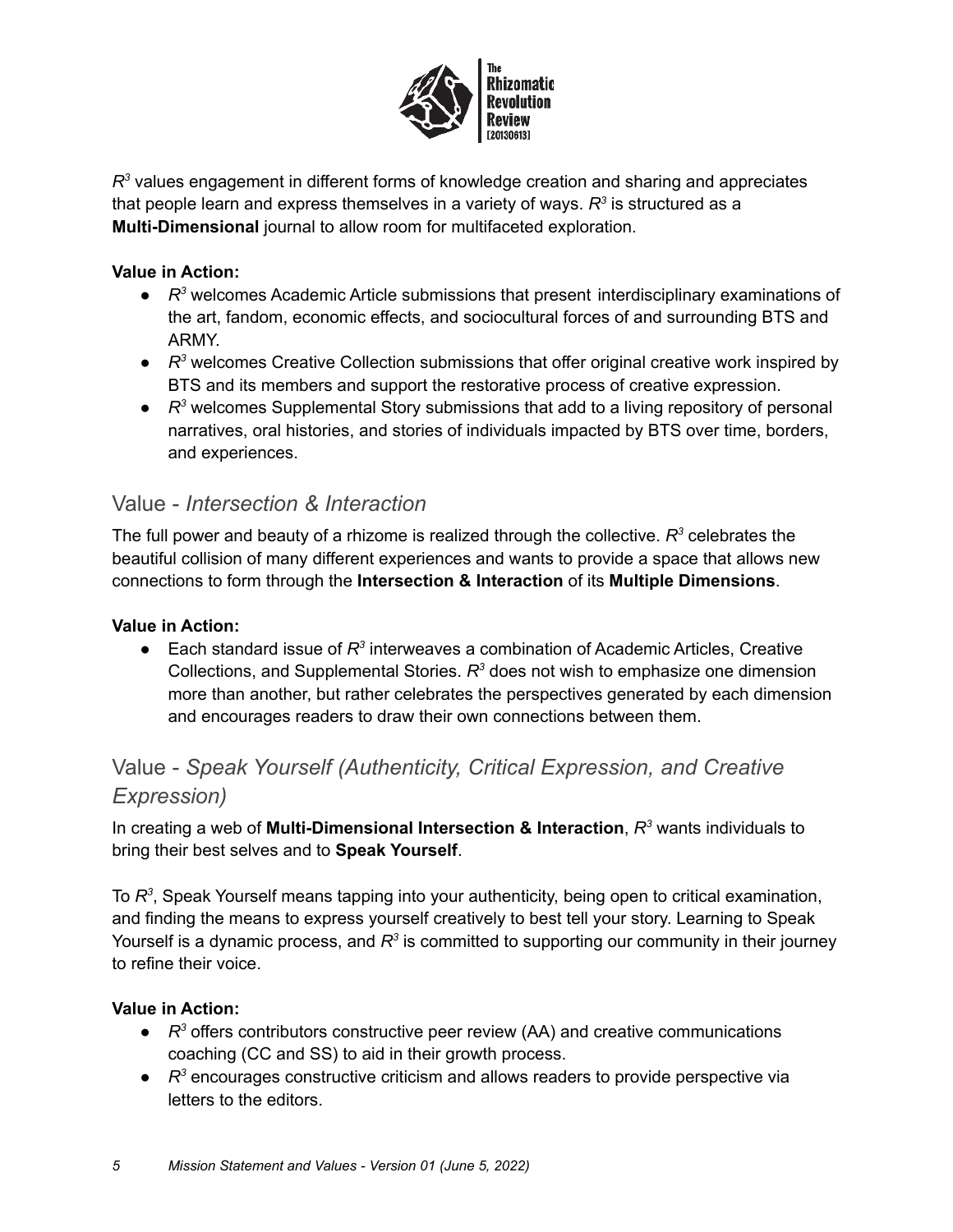$R^3$ values engagement in different forms of knowledge creation and sharing and appreciates that people learn and express themselves in a variety of ways. $R^3$ is structured as a **Multi-Dimensional** journal to allow room for multifaceted exploration.

**Value in Action:**

- $R^3$ welcomes Academic Article submissions that present interdisciplinary examinations of the art, fandom, economic effects, and sociocultural forces of and surrounding BTS and ARMY.
- $R^3$ welcomes Creative Collection submissions that offer original creative work inspired by BTS and its members and support the restorative process of creative expression.
- $R^3$ welcomes Supplemental Story submissions that add to a living repository of personal narratives, oral histories, and stories of individuals impacted by BTS over time, borders, and experiences.

## Value - *Intersection & Interaction*

The full power and beauty of a rhizome is realized through the collective. $R^3$ celebrates the beautiful collision of many different experiences and wants to provide a space that allows new connections to form through the **Intersection & Interaction** of its **Multiple Dimensions**.

**Value in Action:**

- Each standard issue of $R^3$ interweaves a combination of Academic Articles, Creative Collections, and Supplemental Stories. $R^3$ does not wish to emphasize one dimension more than another, but rather celebrates the perspectives generated by each dimension and encourages readers to draw their own connections between them.

## Value - *Speak Yourself (Authenticity, Critical Expression, and Creative Expression)*

In creating a web of **Multi-Dimensional Intersection & Interaction**, $R^3$ wants individuals to bring their best selves and to **Speak Yourself**.

To $R^3$, Speak Yourself means tapping into your authenticity, being open to critical examination, and finding the means to express yourself creatively to best tell your story. Learning to Speak Yourself is a dynamic process, and $R^3$ is committed to supporting our community in their journey to refine their voice.

**Value in Action:**

- $R^3$ offers contributors constructive peer review (AA) and creative communications coaching (CC and SS) to aid in their growth process.
- $R^3$ encourages constructive criticism and allows readers to provide perspective via letters to the editors.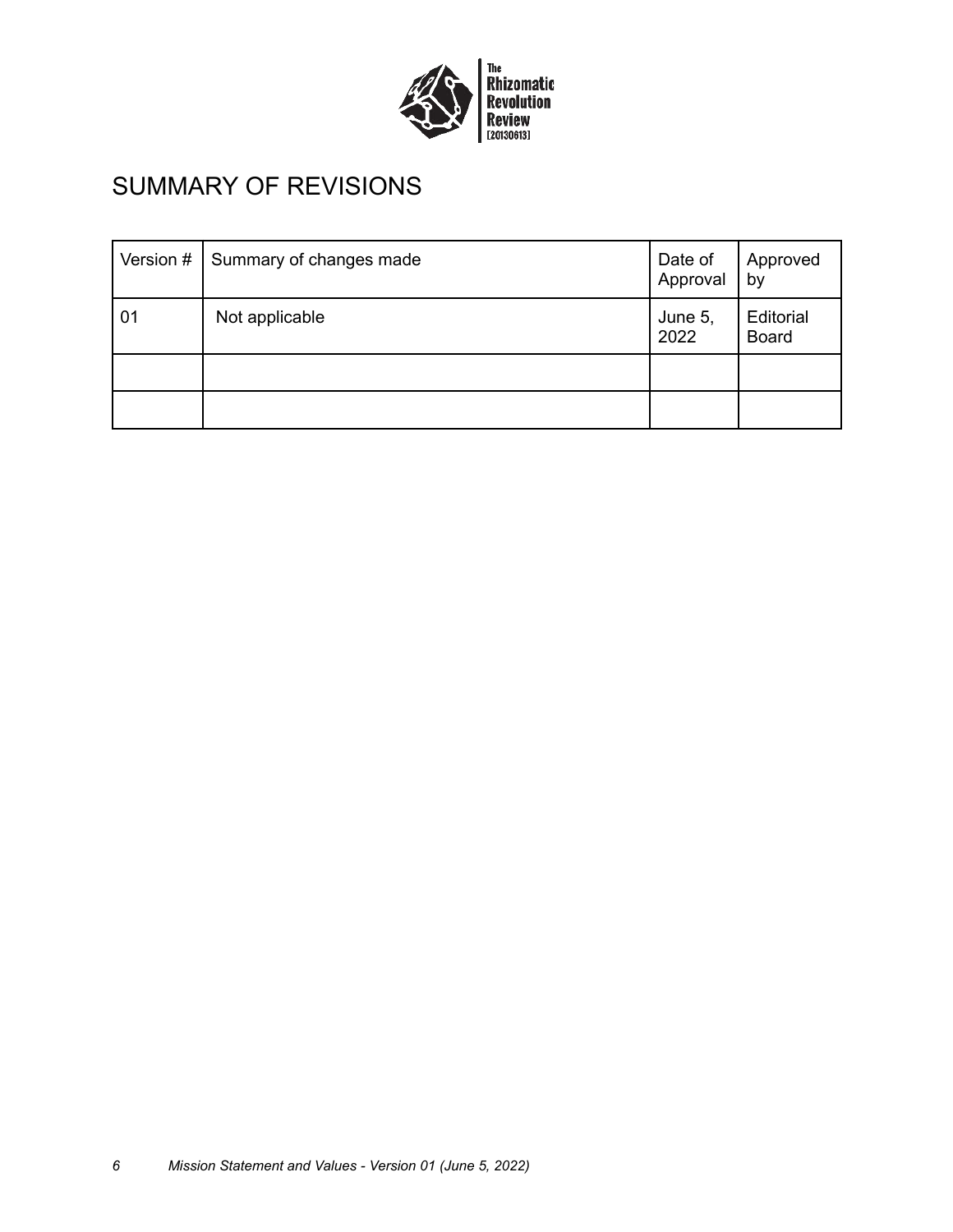# SUMMARY OF REVISIONS

| Version # | Summary of changes made | Date of Approval | Approved by |
|---|---|---|---|
| 01 | Not applicable | June 5, 2022 | Editorial Board |
| | | | |
| | | | |